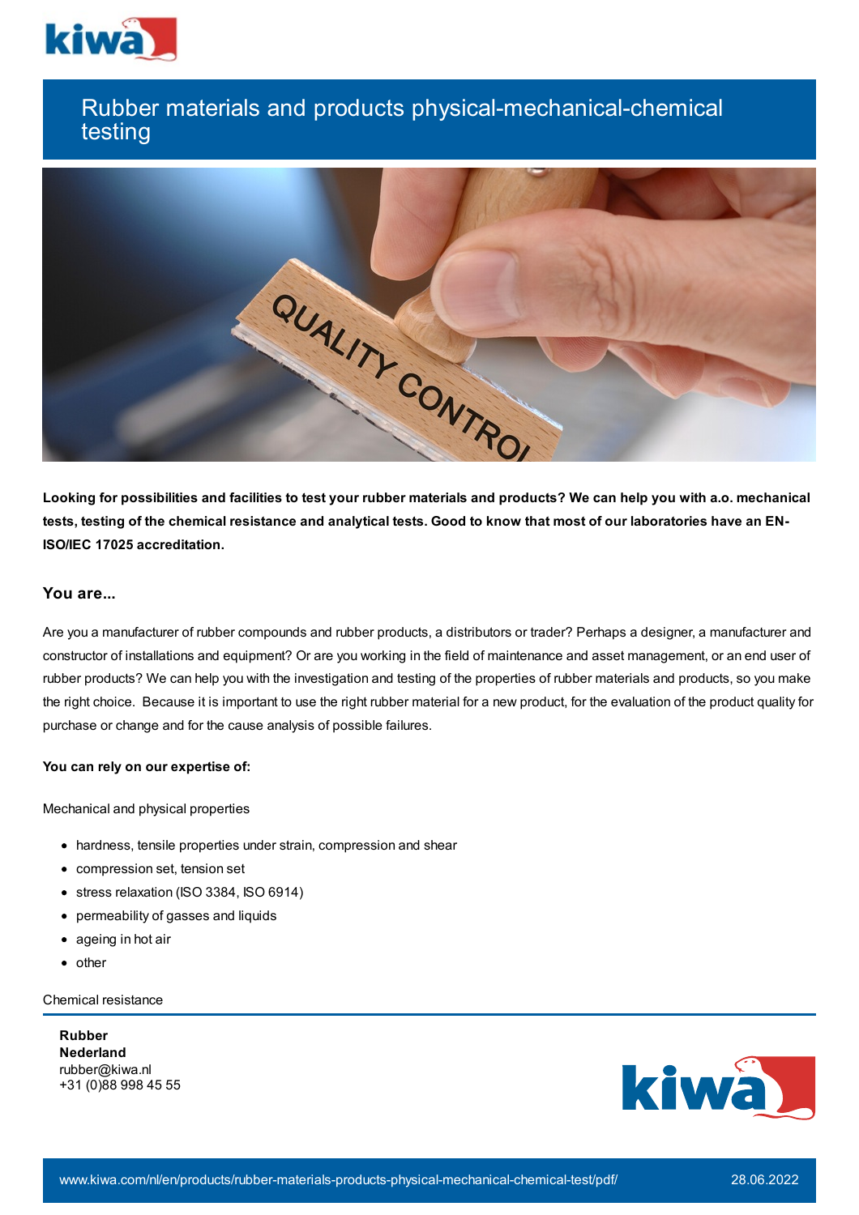# Rubber materials and products physical-mechanical-chemical testing

**Looking for possibilities and facilities to test your rubber materials and products? We can help you with a.o. mechanical tests, testing of the chemical resistance and analytical tests. Good to know that most of our laboratories have an EN-ISO/IEC 17025 accreditation.**

## You are...

Are you a manufacturer of rubber compounds and rubber products, a distributors or trader? Perhaps a designer, a manufacturer and constructor of installations and equipment? Or are you working in the field of maintenance and asset management, or an end user of rubber products? We can help you with the investigation and testing of the properties of rubber materials and products, so you make the right choice. Because it is important to use the right rubber material for a new product, for the evaluation of the product quality for purchase or change and for the cause analysis of possible failures.

**You can rely on our expertise of:**

Mechanical and physical properties

- hardness, tensile properties under strain, compression and shear
- compression set, tension set
- stress relaxation (ISO 3384, ISO 6914)
- permeability of gasses and liquids
- ageing in hot air
- other

Chemical resistance

**Rubber**
**Nederland**
rubber@kiwa.nl
+31 (0)88 998 45 55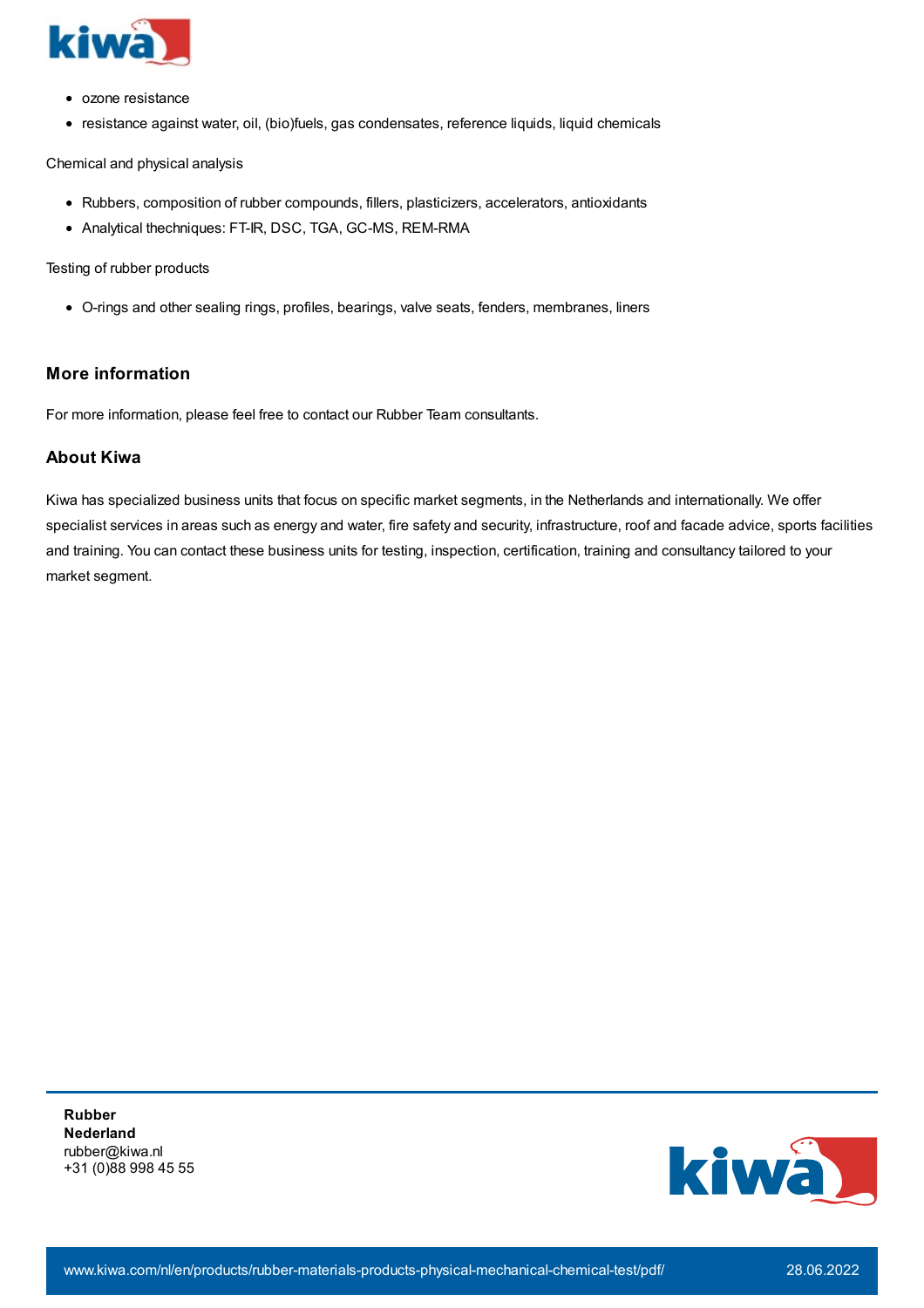- ozone resistance
- resistance against water, oil, (bio)fuels, gas condensates, reference liquids, liquid chemicals

Chemical and physical analysis

- Rubbers, composition of rubber compounds, fillers, plasticizers, accelerators, antioxidants
- Analytical thechniques: FT-IR, DSC, TGA, GC-MS, REM-RMA

Testing of rubber products

- O-rings and other sealing rings, profiles, bearings, valve seats, fenders, membranes, liners

## More information

For more information, please feel free to contact our Rubber Team consultants.

## About Kiwa

Kiwa has specialized business units that focus on specific market segments, in the Netherlands and internationally. We offer specialist services in areas such as energy and water, fire safety and security, infrastructure, roof and facade advice, sports facilities and training. You can contact these business units for testing, inspection, certification, training and consultancy tailored to your market segment.

**Rubber**
**Nederland**
rubber@kiwa.nl
+31 (0)88 998 45 55